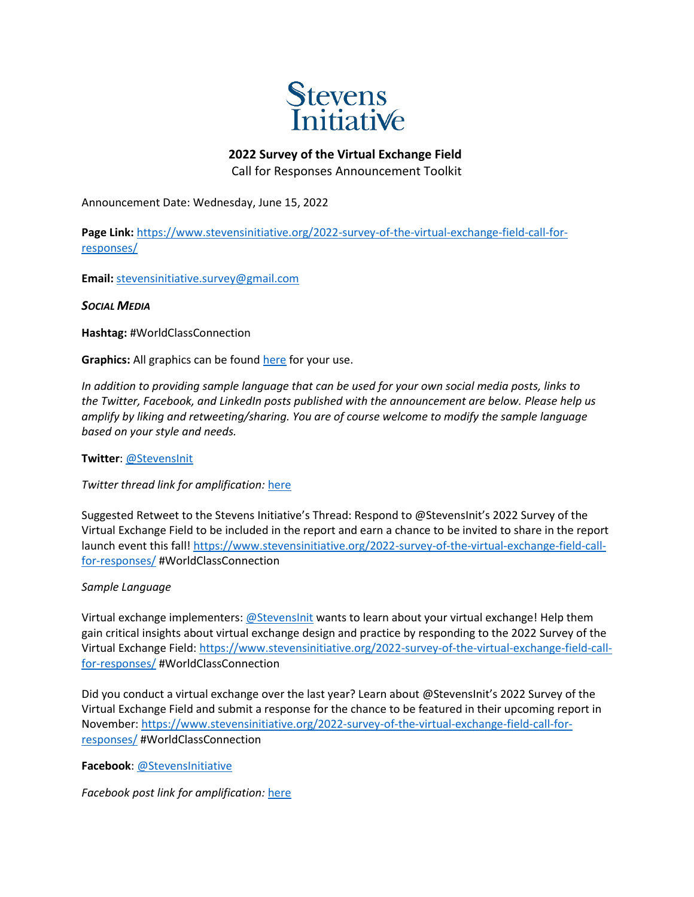Stevens Initiative

**2022 Survey of the Virtual Exchange Field**

Call for Responses Announcement Toolkit

Announcement Date: Wednesday, June 15, 2022

**Page Link:** https://www.stevensinitiative.org/2022-survey-of-the-virtual-exchange-field-call-for-responses/

**Email:** stevensinitiative.survey@gmail.com

***Social Media***

**Hashtag:** #WorldClassConnection

**Graphics:** All graphics can be found here for your use.

*In addition to providing sample language that can be used for your own social media posts, links to the Twitter, Facebook, and LinkedIn posts published with the announcement are below. Please help us amplify by liking and retweeting/sharing. You are of course welcome to modify the sample language based on your style and needs.*

**Twitter**: @StevensInit

*Twitter thread link for amplification:* here

Suggested Retweet to the Stevens Initiative's Thread: Respond to @StevensInit's 2022 Survey of the Virtual Exchange Field to be included in the report and earn a chance to be invited to share in the report launch event this fall! https://www.stevensinitiative.org/2022-survey-of-the-virtual-exchange-field-call-for-responses/ #WorldClassConnection

*Sample Language*

Virtual exchange implementers: @StevensInit wants to learn about your virtual exchange! Help them gain critical insights about virtual exchange design and practice by responding to the 2022 Survey of the Virtual Exchange Field: https://www.stevensinitiative.org/2022-survey-of-the-virtual-exchange-field-call-for-responses/ #WorldClassConnection

Did you conduct a virtual exchange over the last year? Learn about @StevensInit's 2022 Survey of the Virtual Exchange Field and submit a response for the chance to be featured in their upcoming report in November: https://www.stevensinitiative.org/2022-survey-of-the-virtual-exchange-field-call-for-responses/ #WorldClassConnection

**Facebook**: @StevensInitiative

*Facebook post link for amplification:* here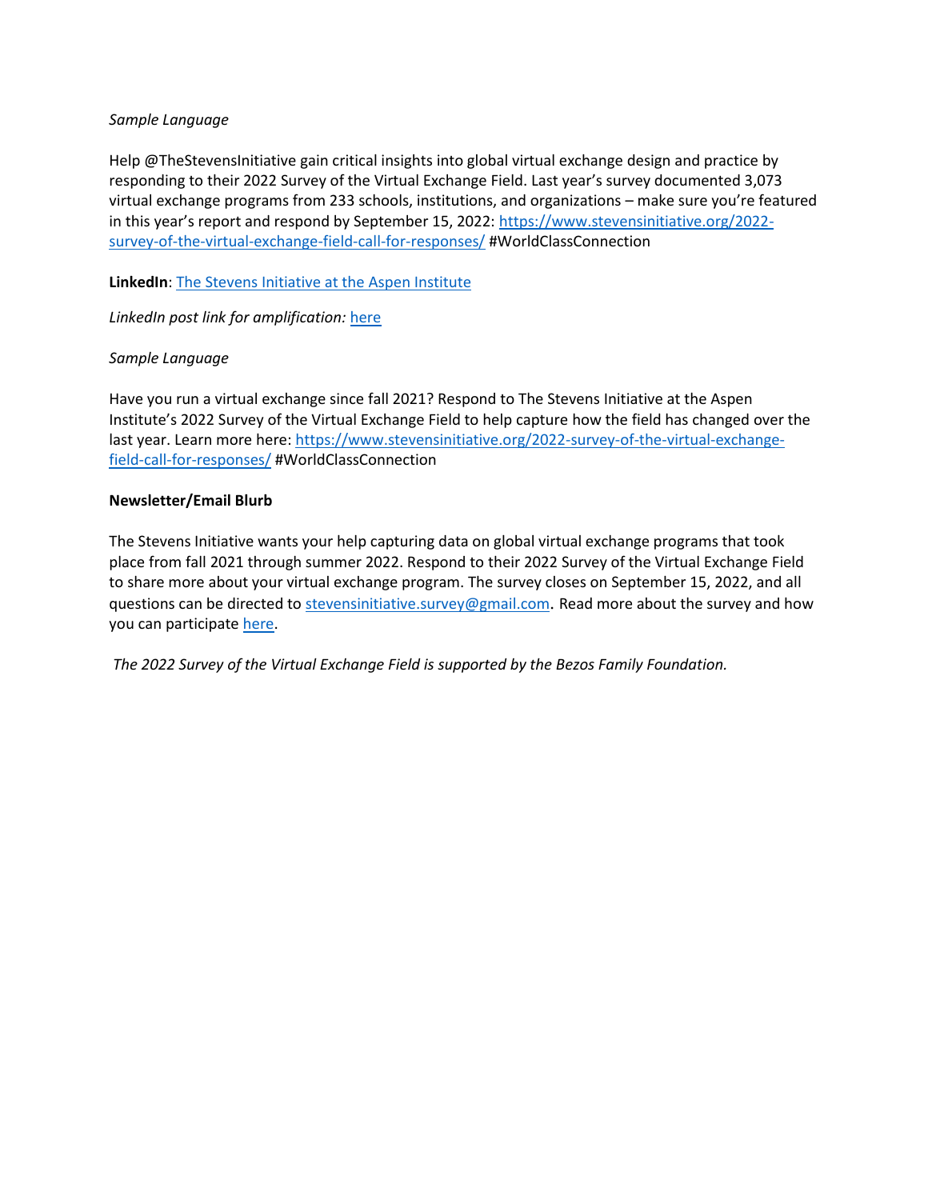*Sample Language*

Help @TheStevensInitiative gain critical insights into global virtual exchange design and practice by responding to their 2022 Survey of the Virtual Exchange Field. Last year's survey documented 3,073 virtual exchange programs from 233 schools, institutions, and organizations – make sure you're featured in this year's report and respond by September 15, 2022: [https://www.stevensinitiative.org/2022-survey-of-the-virtual-exchange-field-call-for-responses/](https://www.stevensinitiative.org/2022-survey-of-the-virtual-exchange-field-call-for-responses/) #WorldClassConnection

**LinkedIn**: The Stevens Initiative at the Aspen Institute

*LinkedIn post link for amplification:* here

*Sample Language*

Have you run a virtual exchange since fall 2021? Respond to The Stevens Initiative at the Aspen Institute's 2022 Survey of the Virtual Exchange Field to help capture how the field has changed over the last year. Learn more here: [https://www.stevensinitiative.org/2022-survey-of-the-virtual-exchange-field-call-for-responses/](https://www.stevensinitiative.org/2022-survey-of-the-virtual-exchange-field-call-for-responses/) #WorldClassConnection

**Newsletter/Email Blurb**

The Stevens Initiative wants your help capturing data on global virtual exchange programs that took place from fall 2021 through summer 2022. Respond to their 2022 Survey of the Virtual Exchange Field to share more about your virtual exchange program. The survey closes on September 15, 2022, and all questions can be directed to stevensinitiative.survey@gmail.com. Read more about the survey and how you can participate here.

*The 2022 Survey of the Virtual Exchange Field is supported by the Bezos Family Foundation.*